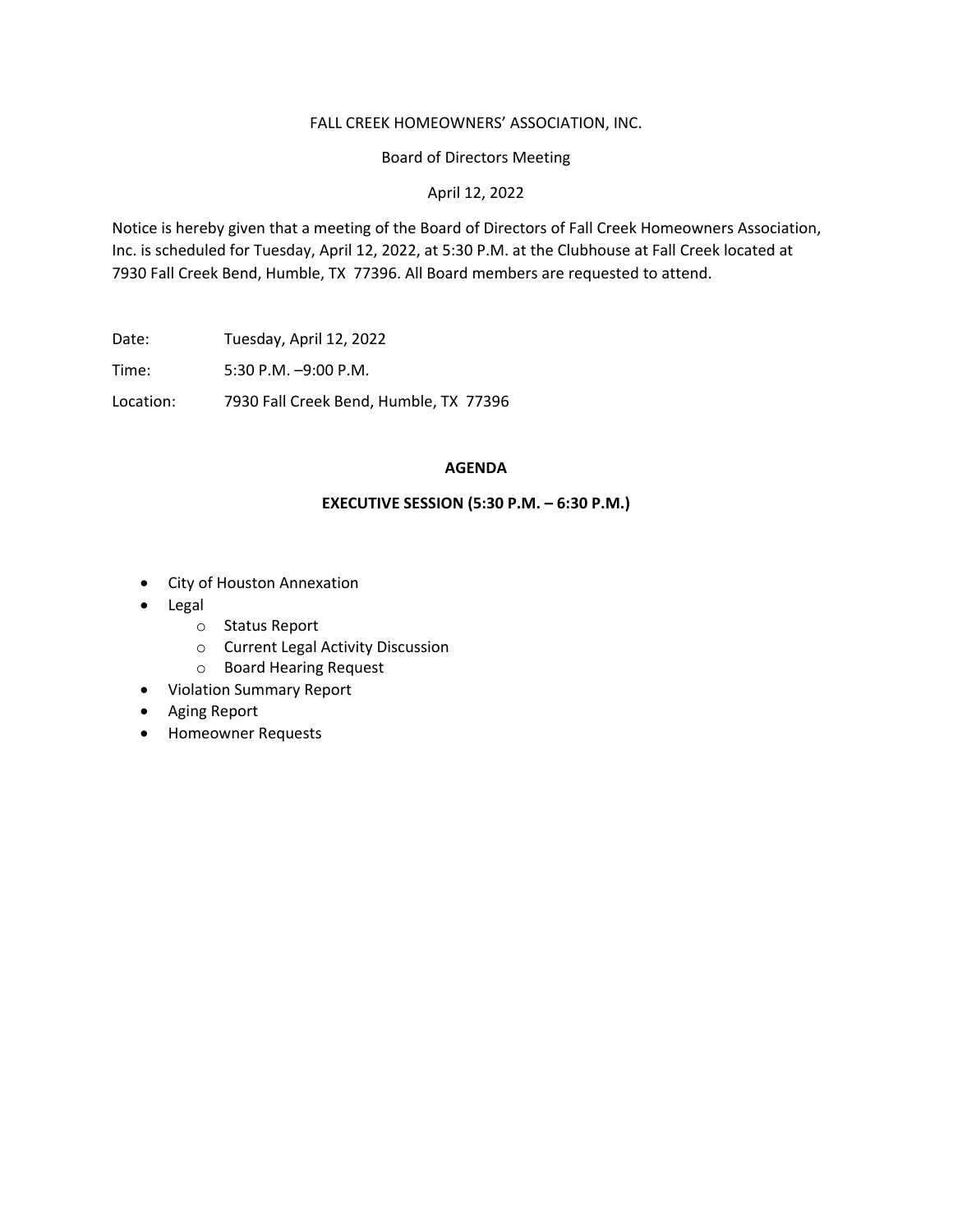FALL CREEK HOMEOWNERS' ASSOCIATION, INC.

Board of Directors Meeting

April 12, 2022

Notice is hereby given that a meeting of the Board of Directors of Fall Creek Homeowners Association, Inc. is scheduled for Tuesday, April 12, 2022, at 5:30 P.M. at the Clubhouse at Fall Creek located at 7930 Fall Creek Bend, Humble, TX 77396. All Board members are requested to attend.

Date: Tuesday, April 12, 2022

Time: 5:30 P.M. –9:00 P.M.

Location: 7930 Fall Creek Bend, Humble, TX 77396

**AGENDA**

**EXECUTIVE SESSION (5:30 P.M. – 6:30 P.M.)**

- City of Houston Annexation
- Legal
  - Status Report
  - Current Legal Activity Discussion
  - Board Hearing Request
- Violation Summary Report
- Aging Report
- Homeowner Requests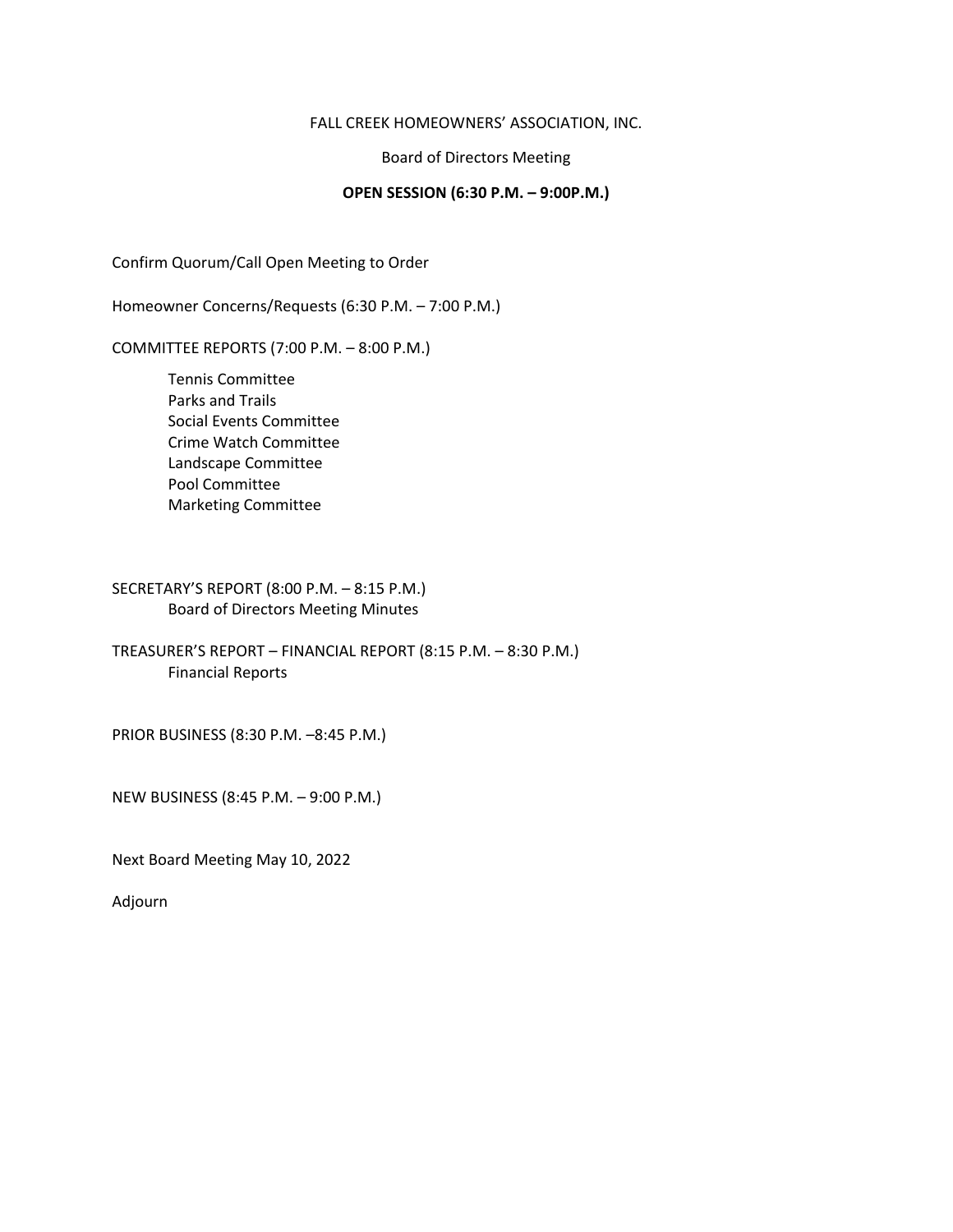FALL CREEK HOMEOWNERS' ASSOCIATION, INC.

Board of Directors Meeting

**OPEN SESSION (6:30 P.M. – 9:00P.M.)**

Confirm Quorum/Call Open Meeting to Order

Homeowner Concerns/Requests (6:30 P.M. – 7:00 P.M.)

COMMITTEE REPORTS (7:00 P.M. – 8:00 P.M.)

- Tennis Committee
- Parks and Trails
- Social Events Committee
- Crime Watch Committee
- Landscape Committee
- Pool Committee
- Marketing Committee

SECRETARY'S REPORT (8:00 P.M. – 8:15 P.M.)

- Board of Directors Meeting Minutes

TREASURER'S REPORT – FINANCIAL REPORT (8:15 P.M. – 8:30 P.M.)

- Financial Reports

PRIOR BUSINESS (8:30 P.M. –8:45 P.M.)

NEW BUSINESS (8:45 P.M. – 9:00 P.M.)

Next Board Meeting May 10, 2022

Adjourn